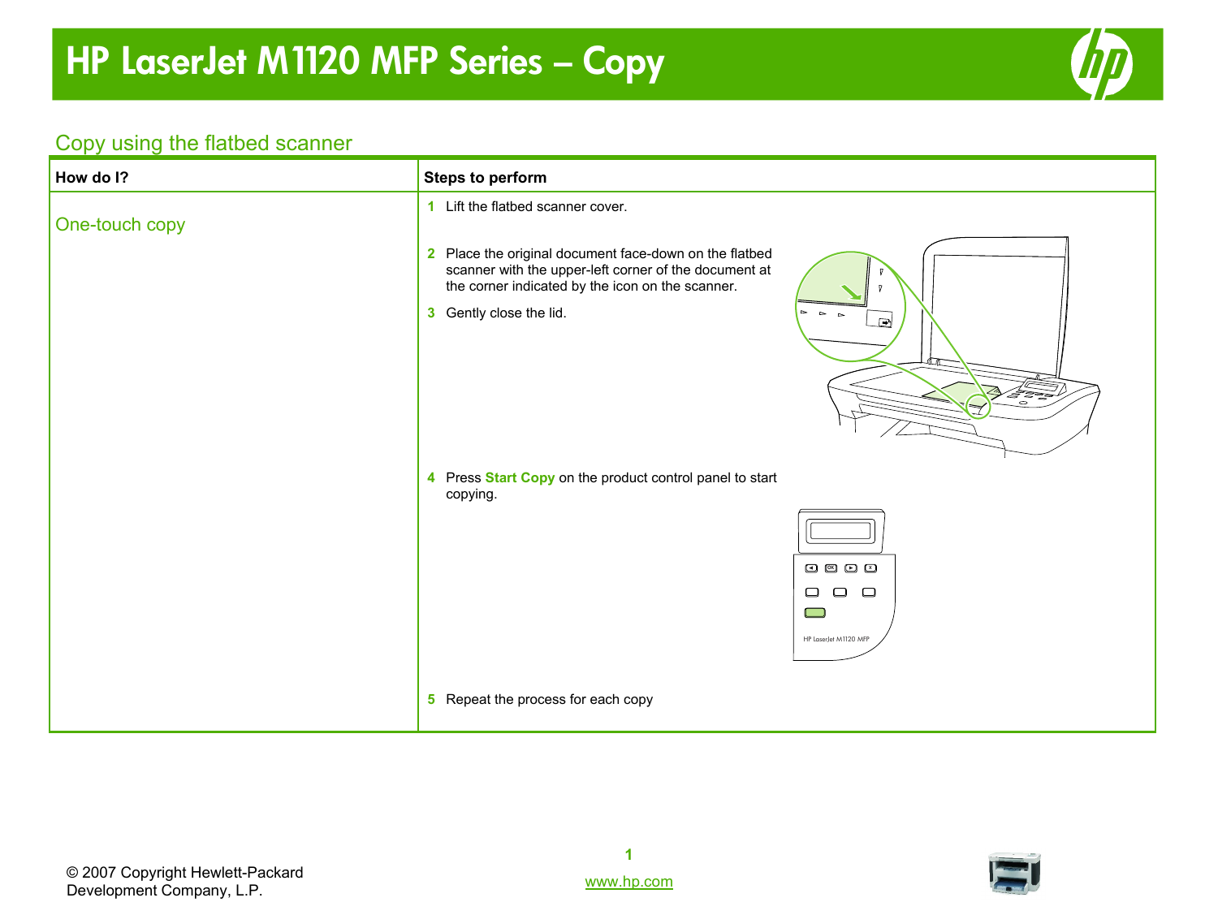# HP LaserJet M1120 MFP Series – Copy

## Copy using the flatbed scanner

| How do I? | Steps to perform |
|---|---|
| One-touch copy | 1 Lift the flatbed scanner cover.<br>2 Place the original document face-down on the flatbed scanner with the upper-left corner of the document at the corner indicated by the icon on the scanner.<br>3 Gently close the lid.<br>4 Press **Start Copy** on the product control panel to start copying.<br>5 Repeat the process for each copy |

© 2007 Copyright Hewlett-Packard Development Company, L.P.

www.hp.com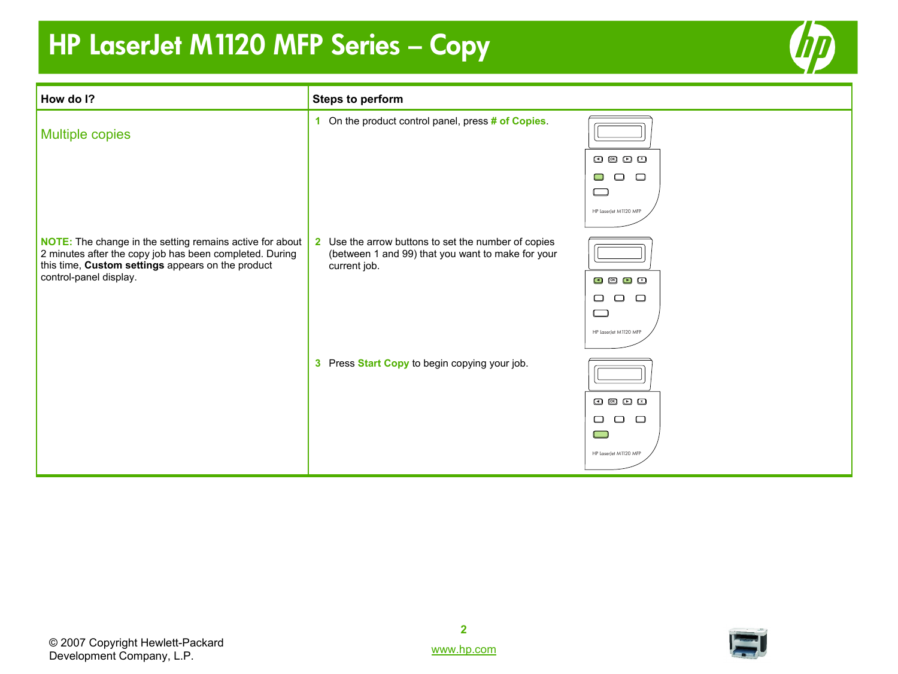# HP LaserJet M1120 MFP Series – Copy

| How do I? | Steps to perform |
|---|---|
| Multiple copies | **1** On the product control panel, press **# of Copies**. |
| **NOTE:** The change in the setting remains active for about 2 minutes after the copy job has been completed. During this time, **Custom settings** appears on the product control-panel display. | **2** Use the arrow buttons to set the number of copies (between 1 and 99) that you want to make for your current job. |
| | **3** Press **Start Copy** to begin copying your job. |

© 2007 Copyright Hewlett-Packard Development Company, L.P.

www.hp.com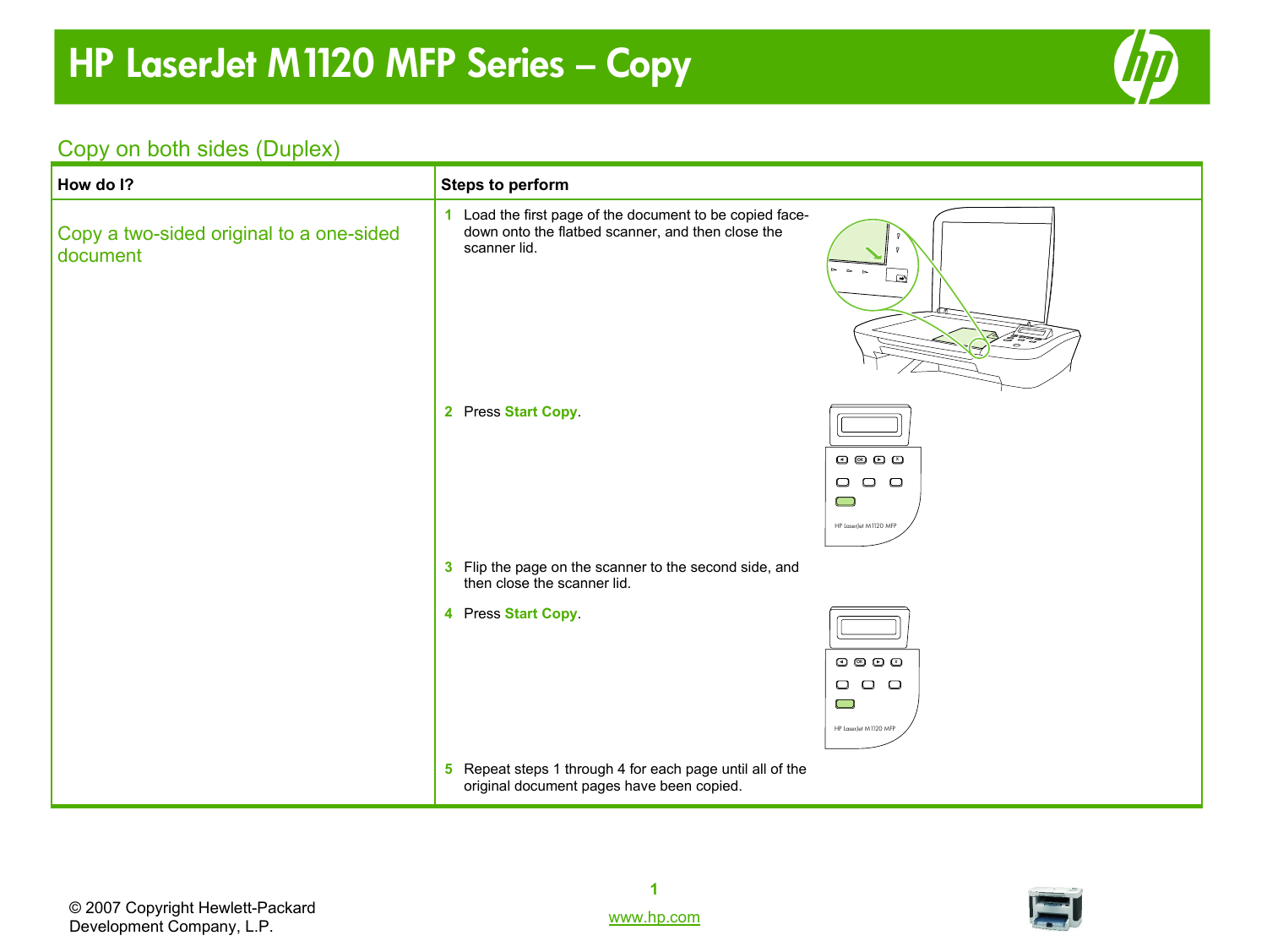# HP LaserJet M1120 MFP Series – Copy

## Copy on both sides (Duplex)

| How do I? | Steps to perform |
|---|---|
| Copy a two-sided original to a one-sided document | **1** Load the first page of the document to be copied face-down onto the flatbed scanner, and then close the scanner lid.<br>**2** Press **Start Copy**.<br>**3** Flip the page on the scanner to the second side, and then close the scanner lid.<br>**4** Press **Start Copy**.<br>**5** Repeat steps 1 through 4 for each page until all of the original document pages have been copied. |

© 2007 Copyright Hewlett-Packard Development Company, L.P.

www.hp.com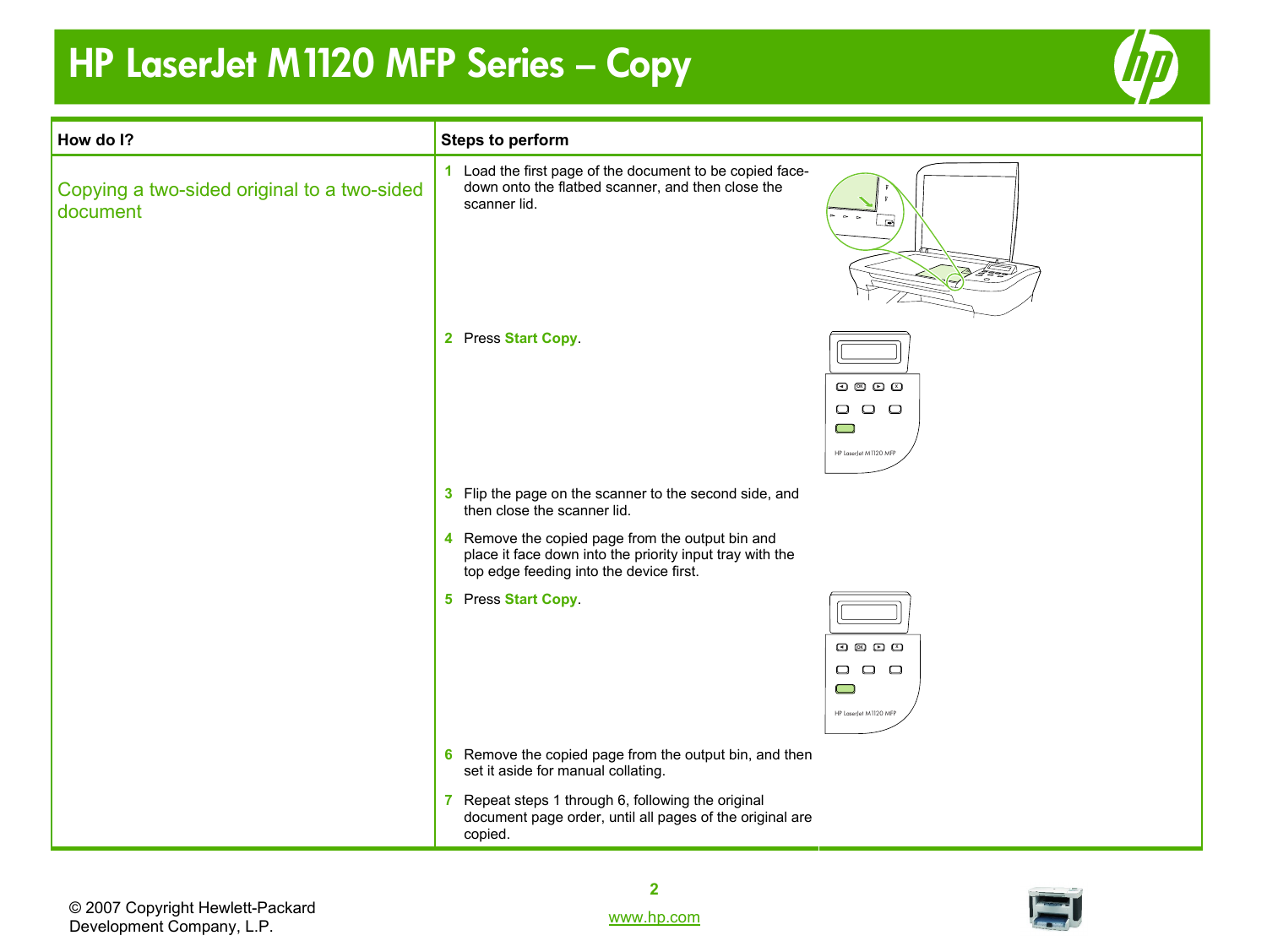# HP LaserJet M1120 MFP Series – Copy

| How do I? | Steps to perform |
| --- | --- |
| Copying a two-sided original to a two-sided document | 1 Load the first page of the document to be copied face-down onto the flatbed scanner, and then close the scanner lid.<br>2 Press **Start Copy**.<br>3 Flip the page on the scanner to the second side, and then close the scanner lid.<br>4 Remove the copied page from the output bin and place it face down into the priority input tray with the top edge feeding into the device first.<br>5 Press **Start Copy**.<br>6 Remove the copied page from the output bin, and then set it aside for manual collating.<br>7 Repeat steps 1 through 6, following the original document page order, until all pages of the original are copied. |

© 2007 Copyright Hewlett-Packard Development Company, L.P.

www.hp.com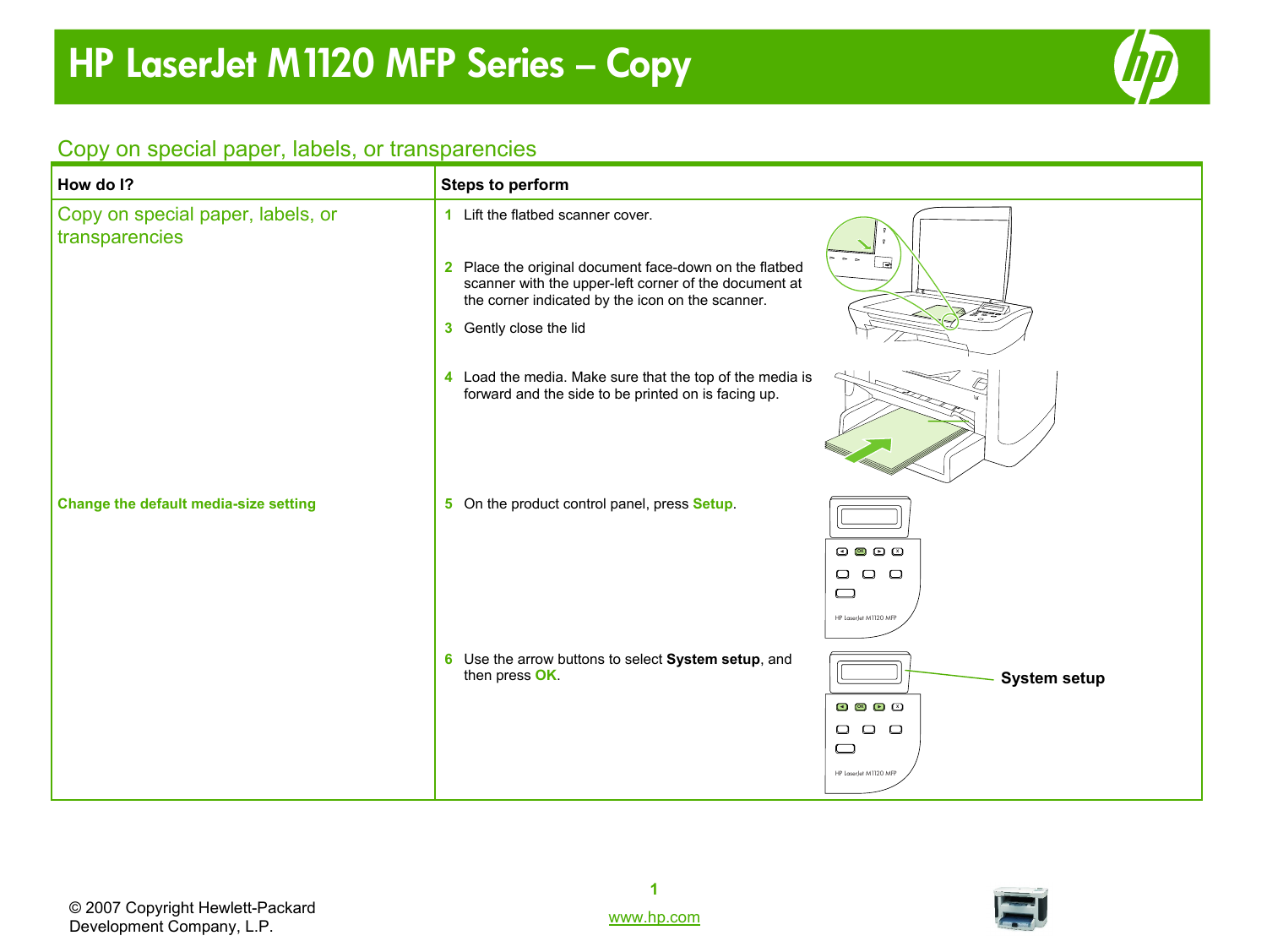# HP LaserJet M1120 MFP Series – Copy

## Copy on special paper, labels, or transparencies

| How do I? | Steps to perform |
| --- | --- |
| Copy on special paper, labels, or transparencies | 1 Lift the flatbed scanner cover.<br>2 Place the original document face-down on the flatbed scanner with the upper-left corner of the document at the corner indicated by the icon on the scanner.<br>3 Gently close the lid<br>4 Load the media. Make sure that the top of the media is forward and the side to be printed on is facing up. |
| **Change the default media-size setting** | 5 On the product control panel, press **Setup**.<br>6 Use the arrow buttons to select **System setup**, and then press **OK**. |

**System setup**

© 2007 Copyright Hewlett-Packard Development Company, L.P.

www.hp.com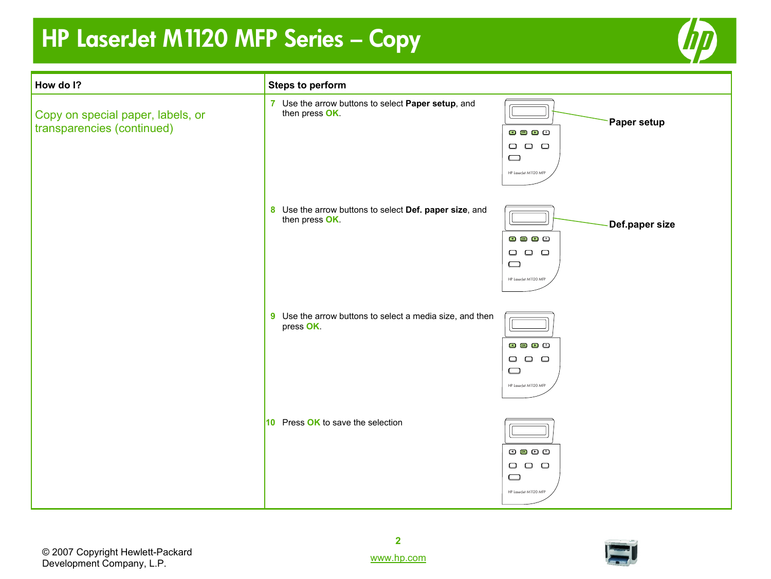# HP LaserJet M1120 MFP Series – Copy

| How do I? | Steps to perform |
|---|---|
| Copy on special paper, labels, or transparencies (continued) | **7** Use the arrow buttons to select **Paper setup**, and then press **OK**. <br> **Paper setup** <br><br> **8** Use the arrow buttons to select **Def. paper size**, and then press **OK**. <br> **Def.paper size** <br><br> **9** Use the arrow buttons to select a media size, and then press **OK**. <br><br> **10** Press **OK** to save the selection |

© 2007 Copyright Hewlett-Packard Development Company, L.P.

www.hp.com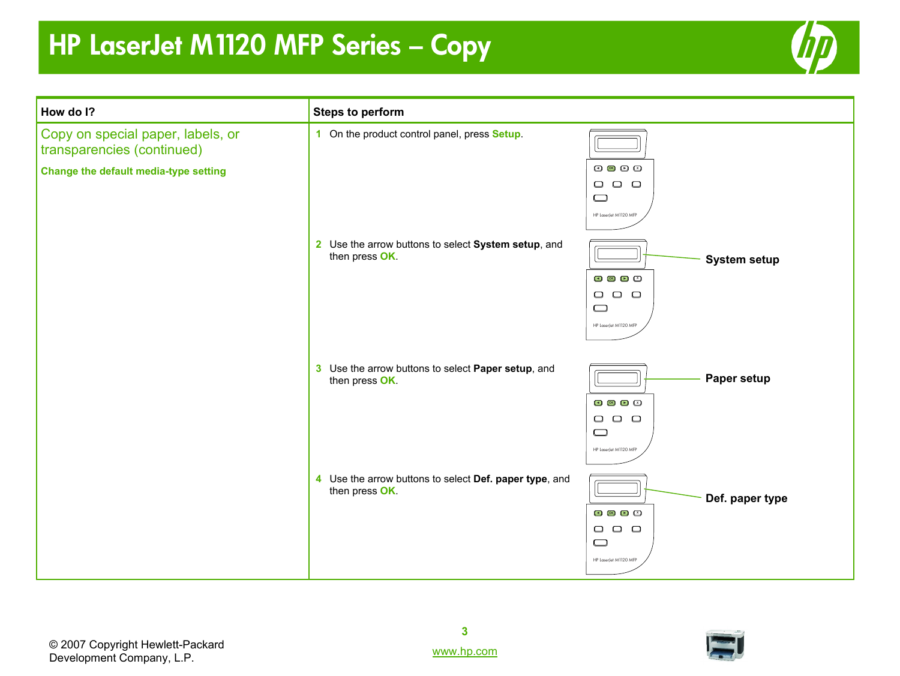# HP LaserJet M1120 MFP Series – Copy

| How do I? | Steps to perform |
| --- | --- |
| Copy on special paper, labels, or transparencies (continued)<br><br>**Change the default media-type setting** | **1** On the product control panel, press **Setup**.<br><br>**2** Use the arrow buttons to select **System setup**, and then press **OK**.<br><br>**3** Use the arrow buttons to select **Paper setup**, and then press **OK**.<br><br>**4** Use the arrow buttons to select **Def. paper type**, and then press **OK**. |

© 2007 Copyright Hewlett-Packard Development Company, L.P.

www.hp.com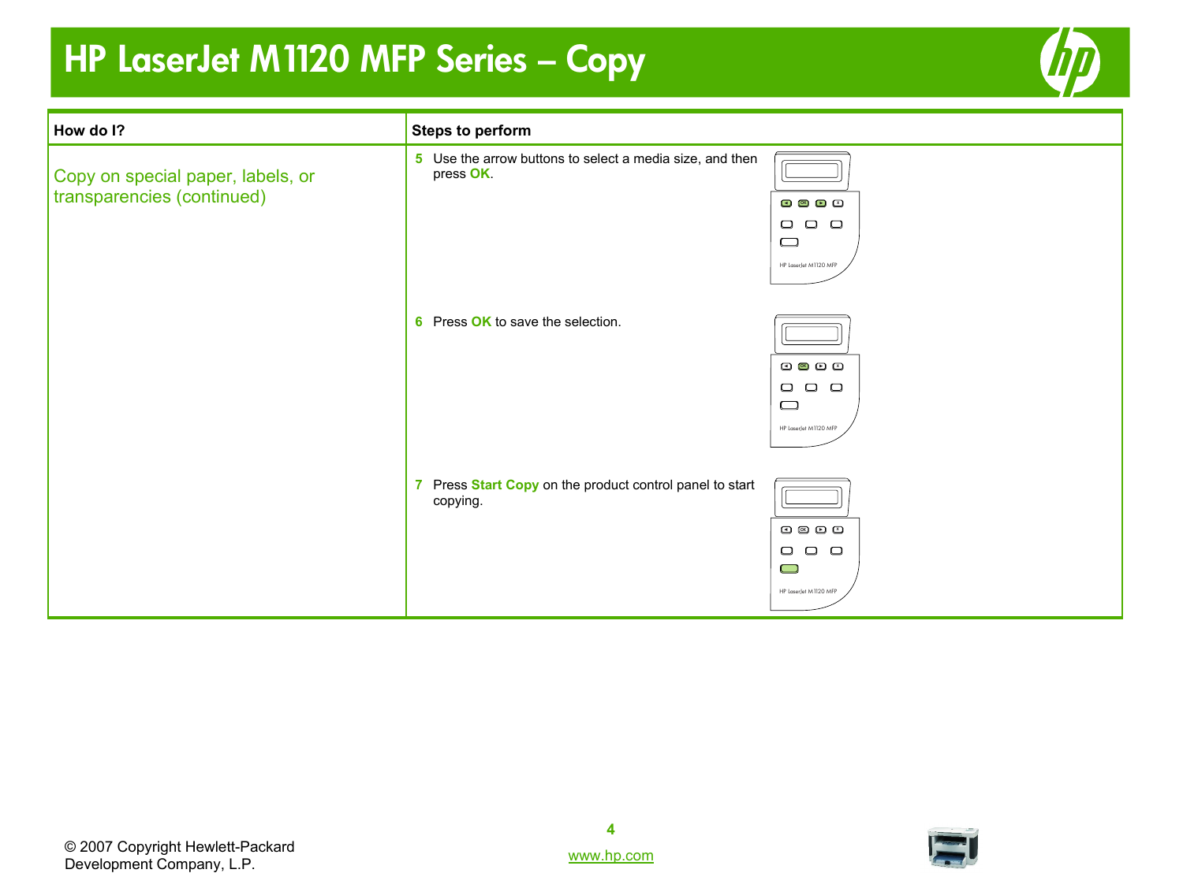# HP LaserJet M1120 MFP Series – Copy

| How do I? | Steps to perform |
|---|---|
| Copy on special paper, labels, or transparencies (continued) | **5** Use the arrow buttons to select a media size, and then press **OK**.<br><br>**6** Press **OK** to save the selection.<br><br>**7** Press **Start Copy** on the product control panel to start copying. |

© 2007 Copyright Hewlett-Packard Development Company, L.P.

www.hp.com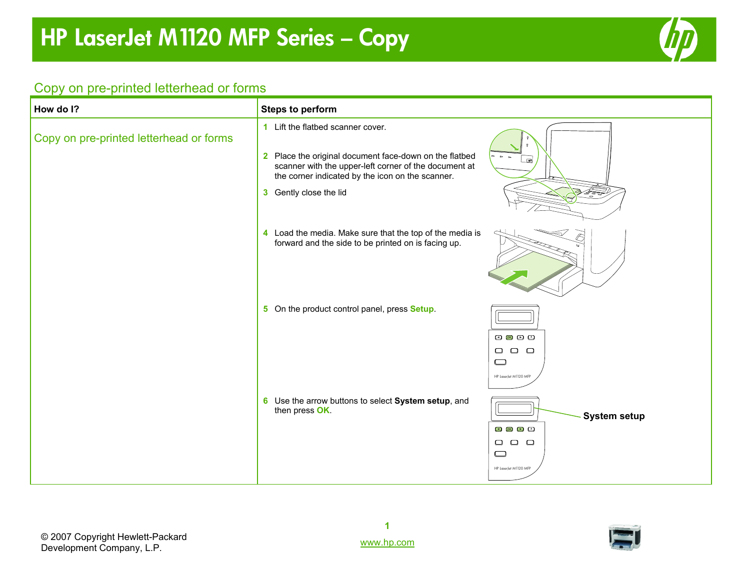# HP LaserJet M1120 MFP Series – Copy

## Copy on pre-printed letterhead or forms

| How do I? | Steps to perform |
|---|---|
| Copy on pre-printed letterhead or forms | **1** Lift the flatbed scanner cover.<br><br>**2** Place the original document face-down on the flatbed scanner with the upper-left corner of the document at the corner indicated by the icon on the scanner.<br><br>**3** Gently close the lid<br><br>**4** Load the media. Make sure that the top of the media is forward and the side to be printed on is facing up.<br><br>**5** On the product control panel, press **Setup**.<br><br>**6** Use the arrow buttons to select **System setup**, and then press **OK**. |

System setup

© 2007 Copyright Hewlett-Packard Development Company, L.P.

www.hp.com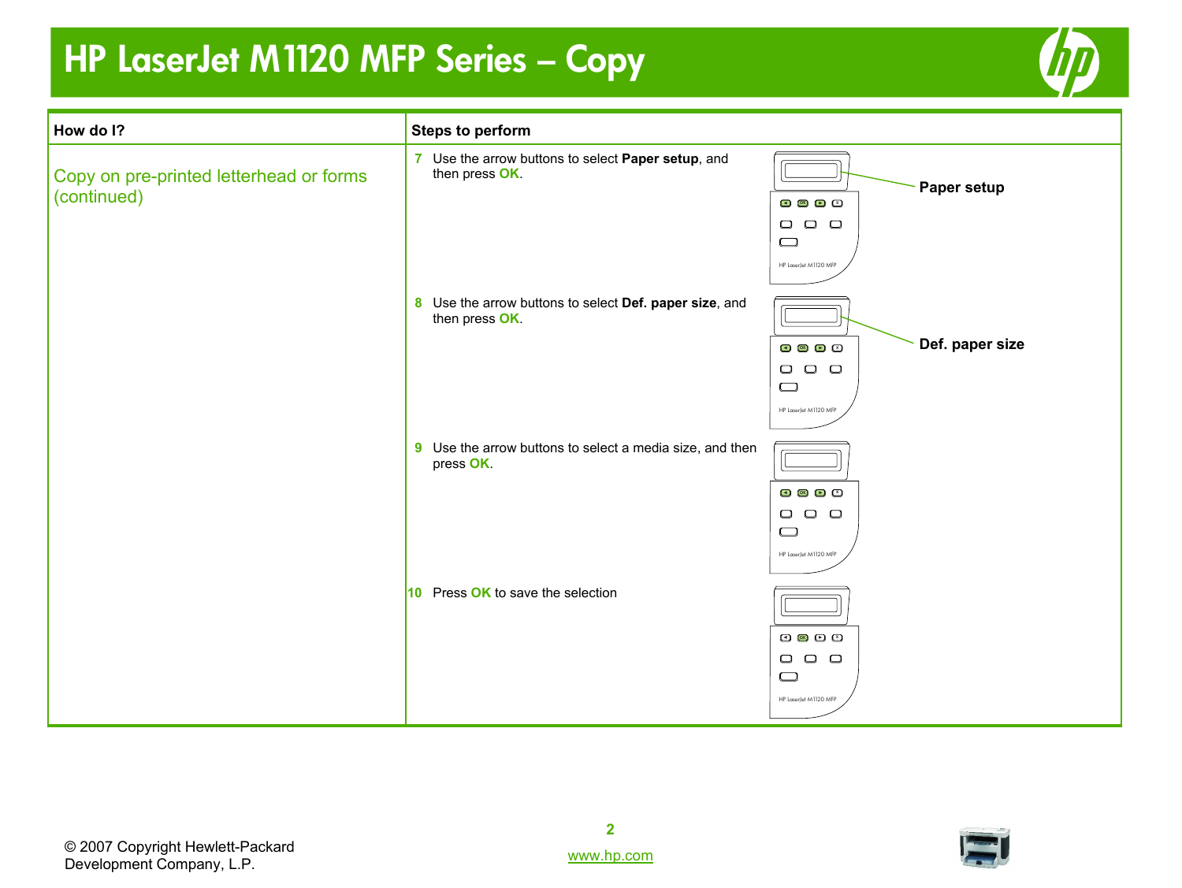# HP LaserJet M1120 MFP Series – Copy

| How do I? | Steps to perform |
|---|---|
| Copy on pre-printed letterhead or forms (continued) | **7** Use the arrow buttons to select **Paper setup**, and then press **OK**.<br><br>Paper setup<br><br>**8** Use the arrow buttons to select **Def. paper size**, and then press **OK**.<br><br>Def. paper size<br><br>**9** Use the arrow buttons to select a media size, and then press **OK**.<br><br>**10** Press **OK** to save the selection |

© 2007 Copyright Hewlett-Packard Development Company, L.P.

www.hp.com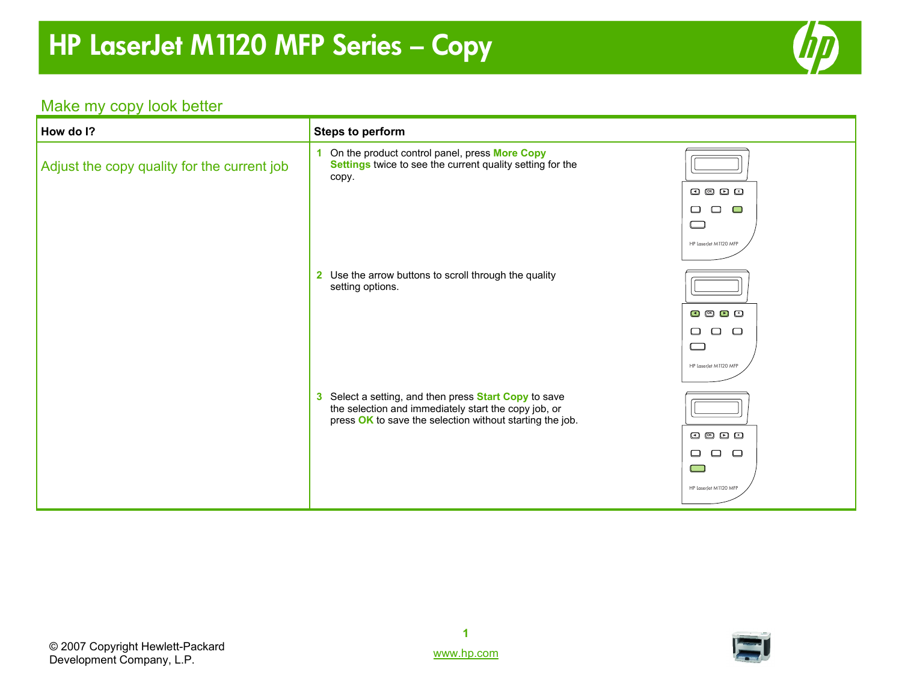# HP LaserJet M1120 MFP Series – Copy

## Make my copy look better

| How do I? | Steps to perform |
| --- | --- |
| Adjust the copy quality for the current job | **1** On the product control panel, press **More Copy Settings** twice to see the current quality setting for the copy.<br>**2** Use the arrow buttons to scroll through the quality setting options.<br>**3** Select a setting, and then press **Start Copy** to save the selection and immediately start the copy job, or press **OK** to save the selection without starting the job. |

© 2007 Copyright Hewlett-Packard Development Company, L.P.

www.hp.com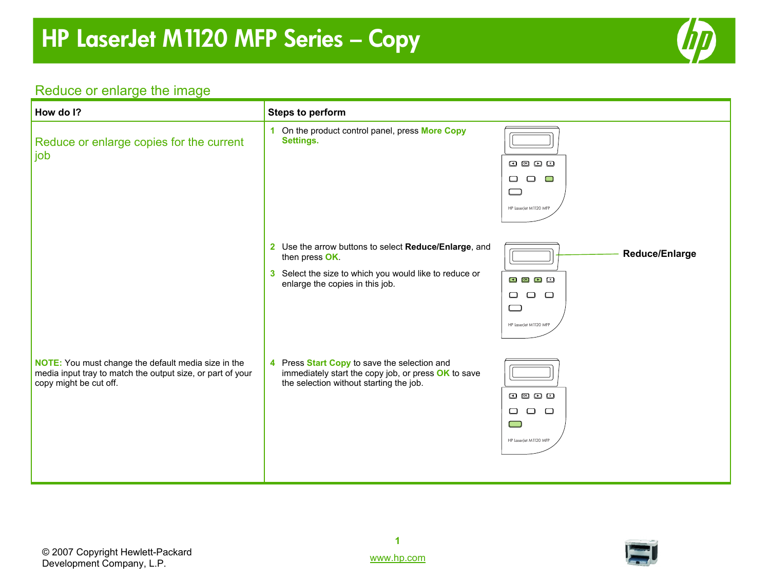# HP LaserJet M1120 MFP Series – Copy

## Reduce or enlarge the image

| How do I? | Steps to perform |
|---|---|
| Reduce or enlarge copies for the current job | **1** On the product control panel, press **More Copy Settings.** |
| | **2** Use the arrow buttons to select **Reduce/Enlarge**, and then press **OK**.<br><br>**3** Select the size to which you would like to reduce or enlarge the copies in this job. |
| **NOTE:** You must change the default media size in the media input tray to match the output size, or part of your copy might be cut off. | **4** Press **Start Copy** to save the selection and immediately start the copy job, or press **OK** to save the selection without starting the job. |

HP LaserJet M1120 MFP

**Reduce/Enlarge**

© 2007 Copyright Hewlett-Packard Development Company, L.P.

www.hp.com